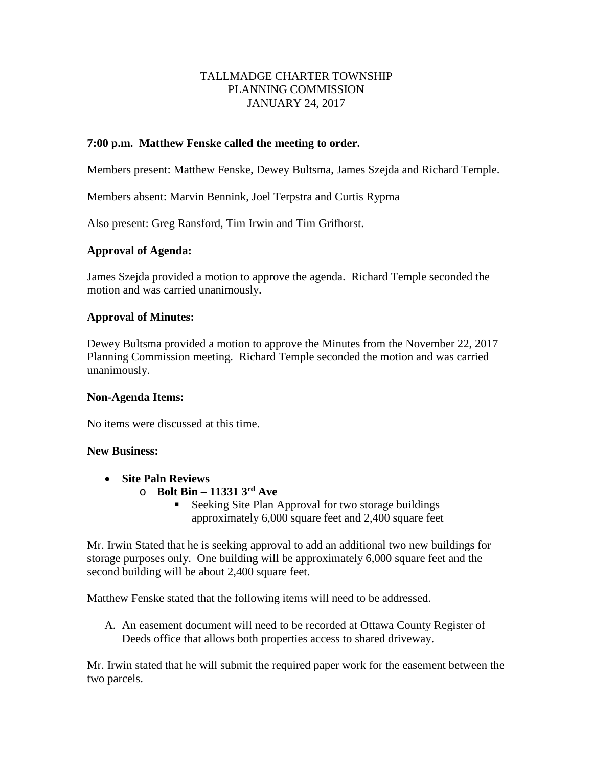TALLMADGE CHARTER TOWNSHIP
PLANNING COMMISSION
JANUARY 24, 2017

**7:00 p.m. Matthew Fenske called the meeting to order.**

Members present: Matthew Fenske, Dewey Bultsma, James Szejda and Richard Temple.

Members absent: Marvin Bennink, Joel Terpstra and Curtis Rypma

Also present: Greg Ransford, Tim Irwin and Tim Grifhorst.

**Approval of Agenda:**

James Szejda provided a motion to approve the agenda. Richard Temple seconded the motion and was carried unanimously.

**Approval of Minutes:**

Dewey Bultsma provided a motion to approve the Minutes from the November 22, 2017 Planning Commission meeting. Richard Temple seconded the motion and was carried unanimously.

**Non-Agenda Items:**

No items were discussed at this time.

**New Business:**

- **Site Paln Reviews**
  - **Bolt Bin – 11331 3rd Ave**
    - Seeking Site Plan Approval for two storage buildings approximately 6,000 square feet and 2,400 square feet

Mr. Irwin Stated that he is seeking approval to add an additional two new buildings for storage purposes only. One building will be approximately 6,000 square feet and the second building will be about 2,400 square feet.

Matthew Fenske stated that the following items will need to be addressed.

A. An easement document will need to be recorded at Ottawa County Register of Deeds office that allows both properties access to shared driveway.

Mr. Irwin stated that he will submit the required paper work for the easement between the two parcels.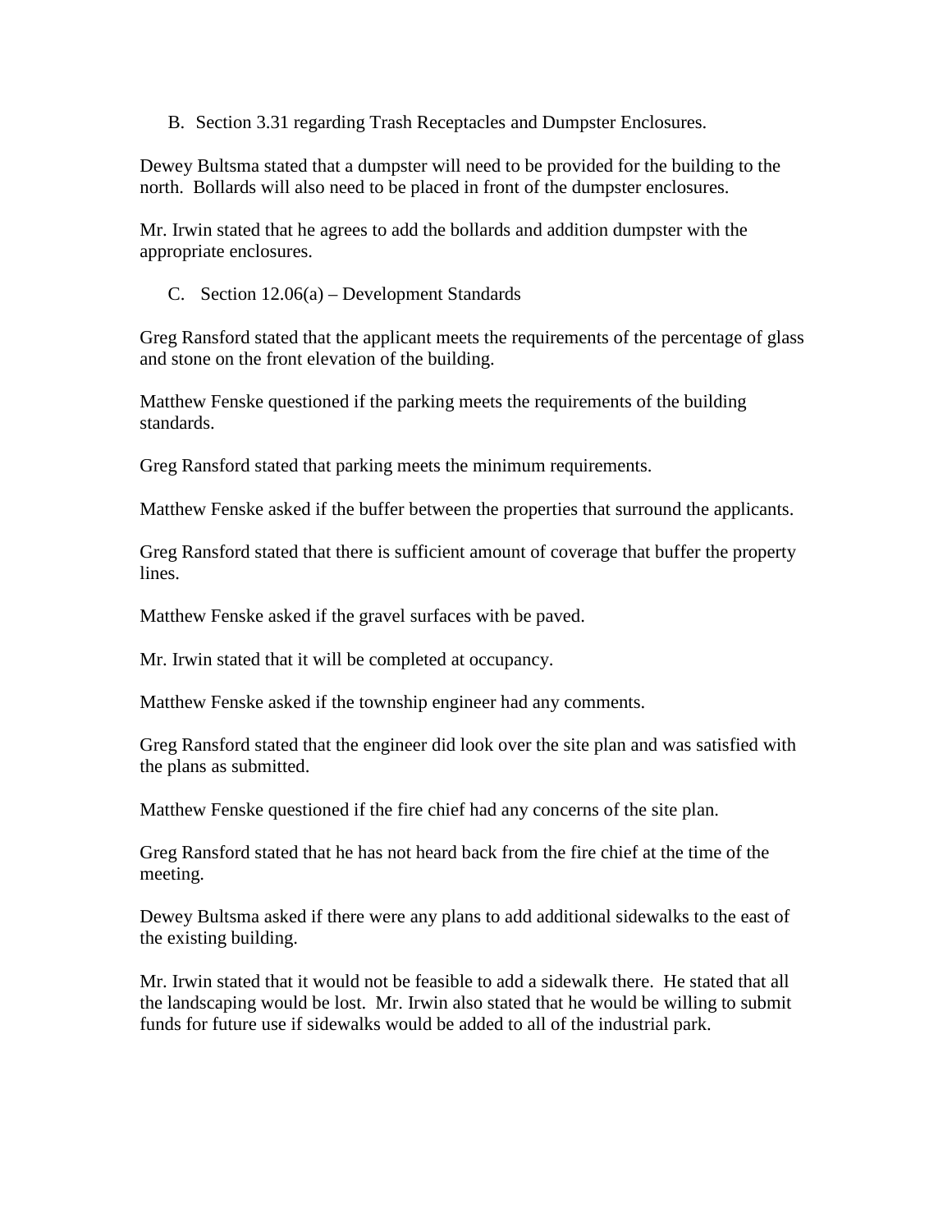B. Section 3.31 regarding Trash Receptacles and Dumpster Enclosures.

Dewey Bultsma stated that a dumpster will need to be provided for the building to the north. Bollards will also need to be placed in front of the dumpster enclosures.

Mr. Irwin stated that he agrees to add the bollards and addition dumpster with the appropriate enclosures.

C. Section 12.06(a) – Development Standards

Greg Ransford stated that the applicant meets the requirements of the percentage of glass and stone on the front elevation of the building.

Matthew Fenske questioned if the parking meets the requirements of the building standards.

Greg Ransford stated that parking meets the minimum requirements.

Matthew Fenske asked if the buffer between the properties that surround the applicants.

Greg Ransford stated that there is sufficient amount of coverage that buffer the property lines.

Matthew Fenske asked if the gravel surfaces with be paved.

Mr. Irwin stated that it will be completed at occupancy.

Matthew Fenske asked if the township engineer had any comments.

Greg Ransford stated that the engineer did look over the site plan and was satisfied with the plans as submitted.

Matthew Fenske questioned if the fire chief had any concerns of the site plan.

Greg Ransford stated that he has not heard back from the fire chief at the time of the meeting.

Dewey Bultsma asked if there were any plans to add additional sidewalks to the east of the existing building.

Mr. Irwin stated that it would not be feasible to add a sidewalk there. He stated that all the landscaping would be lost. Mr. Irwin also stated that he would be willing to submit funds for future use if sidewalks would be added to all of the industrial park.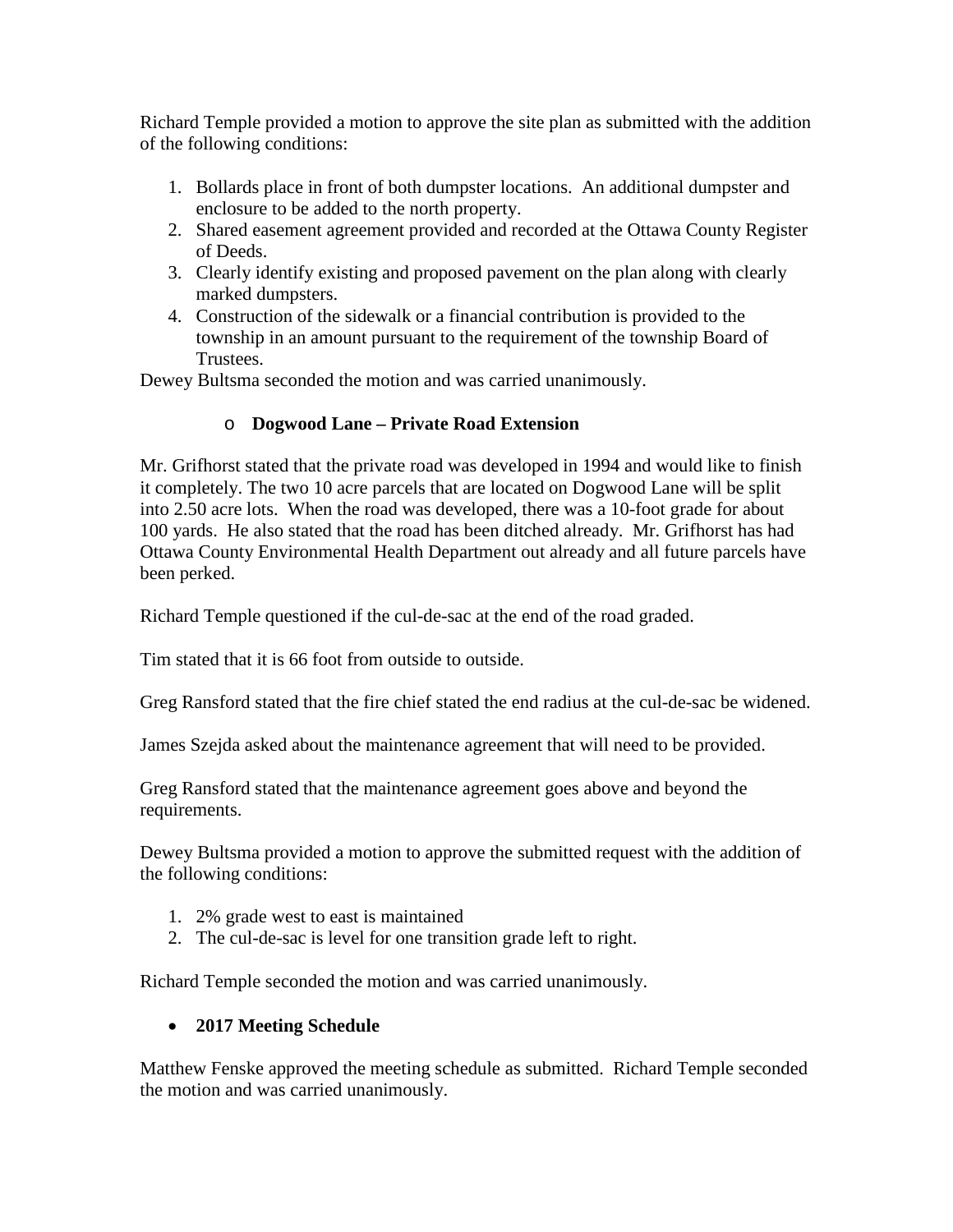Richard Temple provided a motion to approve the site plan as submitted with the addition of the following conditions:

1. Bollards place in front of both dumpster locations. An additional dumpster and enclosure to be added to the north property.
2. Shared easement agreement provided and recorded at the Ottawa County Register of Deeds.
3. Clearly identify existing and proposed pavement on the plan along with clearly marked dumpsters.
4. Construction of the sidewalk or a financial contribution is provided to the township in an amount pursuant to the requirement of the township Board of Trustees.

Dewey Bultsma seconded the motion and was carried unanimously.

- **Dogwood Lane – Private Road Extension**

Mr. Grifhorst stated that the private road was developed in 1994 and would like to finish it completely. The two 10 acre parcels that are located on Dogwood Lane will be split into 2.50 acre lots. When the road was developed, there was a 10-foot grade for about 100 yards. He also stated that the road has been ditched already. Mr. Grifhorst has had Ottawa County Environmental Health Department out already and all future parcels have been perked.

Richard Temple questioned if the cul-de-sac at the end of the road graded.

Tim stated that it is 66 foot from outside to outside.

Greg Ransford stated that the fire chief stated the end radius at the cul-de-sac be widened.

James Szejda asked about the maintenance agreement that will need to be provided.

Greg Ransford stated that the maintenance agreement goes above and beyond the requirements.

Dewey Bultsma provided a motion to approve the submitted request with the addition of the following conditions:

1. 2% grade west to east is maintained
2. The cul-de-sac is level for one transition grade left to right.

Richard Temple seconded the motion and was carried unanimously.

- **2017 Meeting Schedule**

Matthew Fenske approved the meeting schedule as submitted. Richard Temple seconded the motion and was carried unanimously.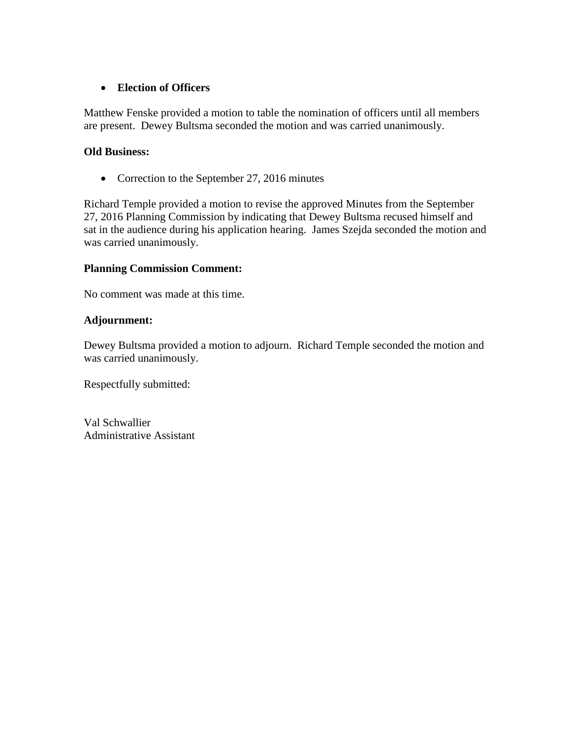- **Election of Officers**

Matthew Fenske provided a motion to table the nomination of officers until all members are present. Dewey Bultsma seconded the motion and was carried unanimously.

**Old Business:**

- Correction to the September 27, 2016 minutes

Richard Temple provided a motion to revise the approved Minutes from the September 27, 2016 Planning Commission by indicating that Dewey Bultsma recused himself and sat in the audience during his application hearing. James Szejda seconded the motion and was carried unanimously.

**Planning Commission Comment:**

No comment was made at this time.

**Adjournment:**

Dewey Bultsma provided a motion to adjourn. Richard Temple seconded the motion and was carried unanimously.

Respectfully submitted:

Val Schwallier
Administrative Assistant